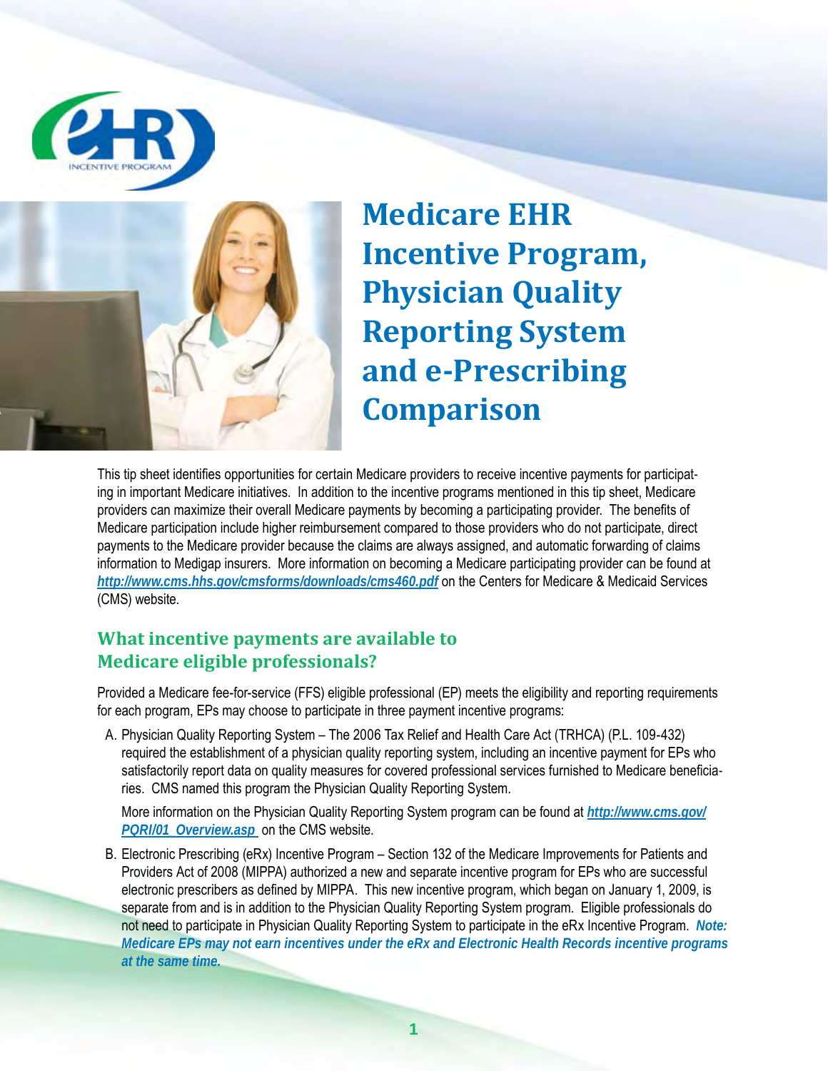# Medicare EHR Incentive Program, Physician Quality Reporting System and e-Prescribing Comparison

This tip sheet identifies opportunities for certain Medicare providers to receive incentive payments for participating in important Medicare initiatives. In addition to the incentive programs mentioned in this tip sheet, Medicare providers can maximize their overall Medicare payments by becoming a participating provider. The benefits of Medicare participation include higher reimbursement compared to those providers who do not participate, direct payments to the Medicare provider because the claims are always assigned, and automatic forwarding of claims information to Medigap insurers. More information on becoming a Medicare participating provider can be found at ***http://www.cms.hhs.gov/cmsforms/downloads/cms460.pdf*** on the Centers for Medicare & Medicaid Services (CMS) website.

## What incentive payments are available to Medicare eligible professionals?

Provided a Medicare fee-for-service (FFS) eligible professional (EP) meets the eligibility and reporting requirements for each program, EPs may choose to participate in three payment incentive programs:

A. Physician Quality Reporting System – The 2006 Tax Relief and Health Care Act (TRHCA) (P.L. 109-432) required the establishment of a physician quality reporting system, including an incentive payment for EPs who satisfactorily report data on quality measures for covered professional services furnished to Medicare beneficiaries. CMS named this program the Physician Quality Reporting System.

   More information on the Physician Quality Reporting System program can be found at ***http://www.cms.gov/PQRI/01_Overview.asp*** on the CMS website.

B. Electronic Prescribing (eRx) Incentive Program – Section 132 of the Medicare Improvements for Patients and Providers Act of 2008 (MIPPA) authorized a new and separate incentive program for EPs who are successful electronic prescribers as defined by MIPPA. This new incentive program, which began on January 1, 2009, is separate from and is in addition to the Physician Quality Reporting System program. Eligible professionals do not need to participate in Physician Quality Reporting System to participate in the eRx Incentive Program. ***Note: Medicare EPs may not earn incentives under the eRx and Electronic Health Records incentive programs at the same time.***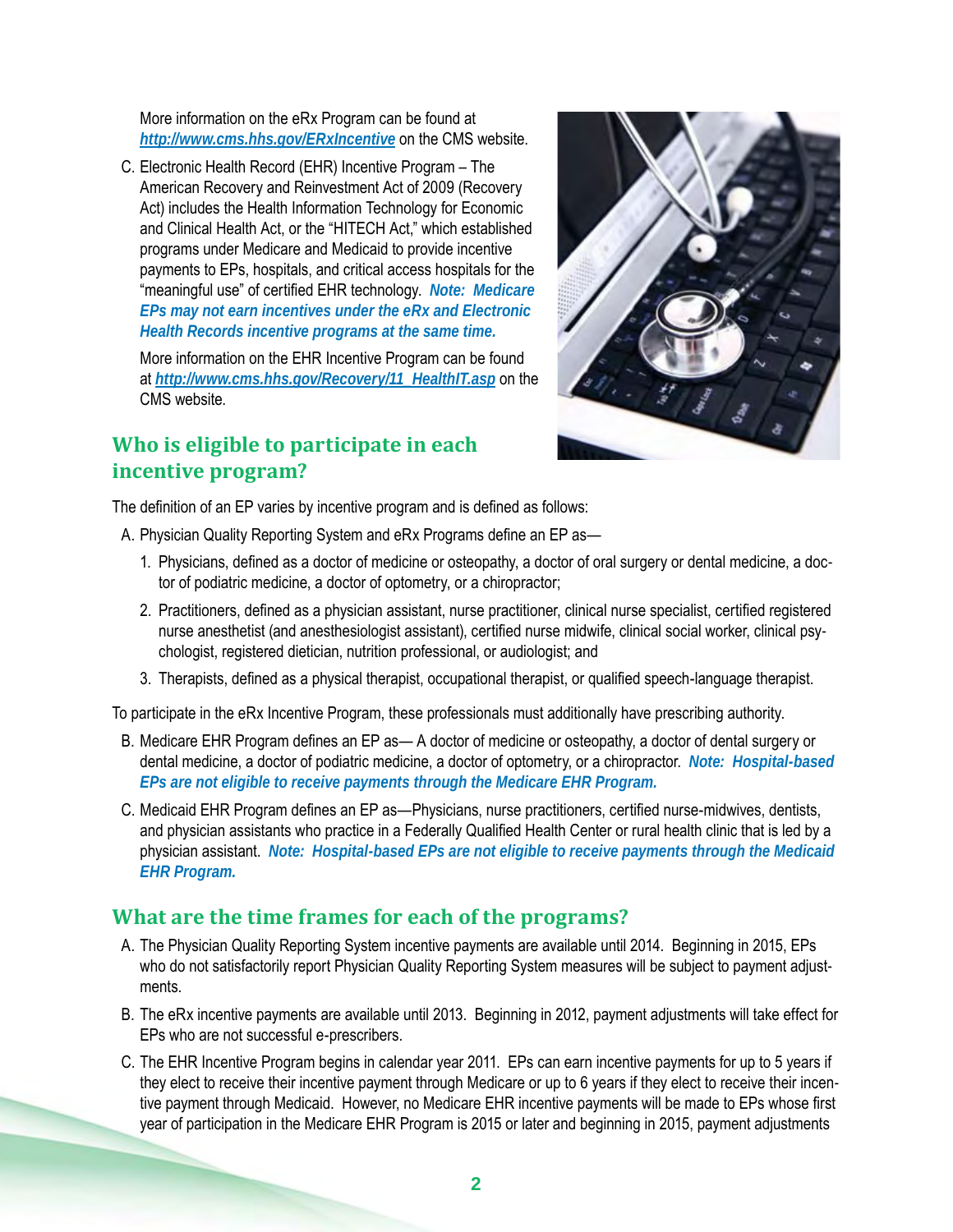More information on the eRx Program can be found at [http://www.cms.hhs.gov/ERxIncentive](http://www.cms.hhs.gov/ERxIncentive) on the CMS website.

C. Electronic Health Record (EHR) Incentive Program – The American Recovery and Reinvestment Act of 2009 (Recovery Act) includes the Health Information Technology for Economic and Clinical Health Act, or the "HITECH Act," which established programs under Medicare and Medicaid to provide incentive payments to EPs, hospitals, and critical access hospitals for the "meaningful use" of certified EHR technology. ***Note: Medicare EPs may not earn incentives under the eRx and Electronic Health Records incentive programs at the same time.***

More information on the EHR Incentive Program can be found at [http://www.cms.hhs.gov/Recovery/11_HealthIT.asp](http://www.cms.hhs.gov/Recovery/11_HealthIT.asp) on the CMS website.

## Who is eligible to participate in each incentive program?

The definition of an EP varies by incentive program and is defined as follows:

A. Physician Quality Reporting System and eRx Programs define an EP as—

1. Physicians, defined as a doctor of medicine or osteopathy, a doctor of oral surgery or dental medicine, a doctor of podiatric medicine, a doctor of optometry, or a chiropractor;
2. Practitioners, defined as a physician assistant, nurse practitioner, clinical nurse specialist, certified registered nurse anesthetist (and anesthesiologist assistant), certified nurse midwife, clinical social worker, clinical psychologist, registered dietician, nutrition professional, or audiologist; and
3. Therapists, defined as a physical therapist, occupational therapist, or qualified speech-language therapist.

To participate in the eRx Incentive Program, these professionals must additionally have prescribing authority.

B. Medicare EHR Program defines an EP as— A doctor of medicine or osteopathy, a doctor of dental surgery or dental medicine, a doctor of podiatric medicine, a doctor of optometry, or a chiropractor. ***Note: Hospital-based EPs are not eligible to receive payments through the Medicare EHR Program.***

C. Medicaid EHR Program defines an EP as—Physicians, nurse practitioners, certified nurse-midwives, dentists, and physician assistants who practice in a Federally Qualified Health Center or rural health clinic that is led by a physician assistant. ***Note: Hospital-based EPs are not eligible to receive payments through the Medicaid EHR Program.***

## What are the time frames for each of the programs?

A. The Physician Quality Reporting System incentive payments are available until 2014. Beginning in 2015, EPs who do not satisfactorily report Physician Quality Reporting System measures will be subject to payment adjustments.

B. The eRx incentive payments are available until 2013. Beginning in 2012, payment adjustments will take effect for EPs who are not successful e-prescribers.

C. The EHR Incentive Program begins in calendar year 2011. EPs can earn incentive payments for up to 5 years if they elect to receive their incentive payment through Medicare or up to 6 years if they elect to receive their incentive payment through Medicaid. However, no Medicare EHR incentive payments will be made to EPs whose first year of participation in the Medicare EHR Program is 2015 or later and beginning in 2015, payment adjustments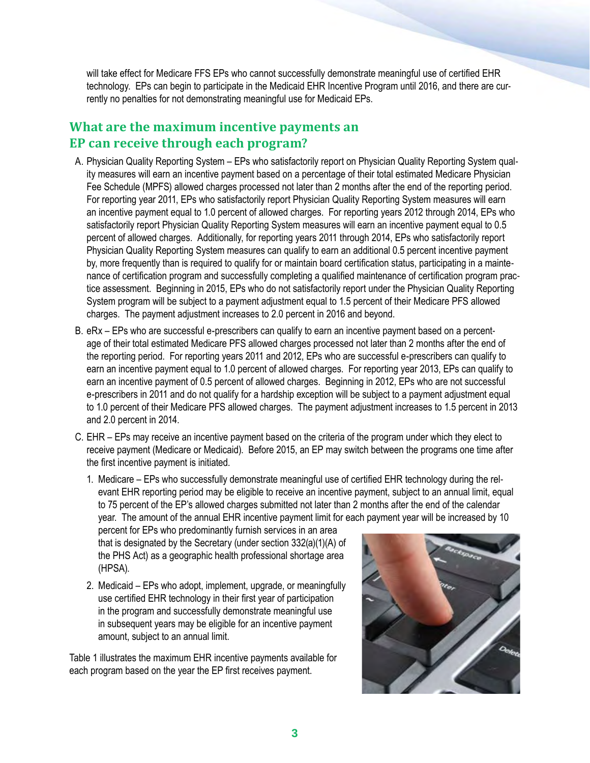will take effect for Medicare FFS EPs who cannot successfully demonstrate meaningful use of certified EHR technology. EPs can begin to participate in the Medicaid EHR Incentive Program until 2016, and there are currently no penalties for not demonstrating meaningful use for Medicaid EPs.

## What are the maximum incentive payments an EP can receive through each program?

A. Physician Quality Reporting System – EPs who satisfactorily report on Physician Quality Reporting System quality measures will earn an incentive payment based on a percentage of their total estimated Medicare Physician Fee Schedule (MPFS) allowed charges processed not later than 2 months after the end of the reporting period. For reporting year 2011, EPs who satisfactorily report Physician Quality Reporting System measures will earn an incentive payment equal to 1.0 percent of allowed charges. For reporting years 2012 through 2014, EPs who satisfactorily report Physician Quality Reporting System measures will earn an incentive payment equal to 0.5 percent of allowed charges. Additionally, for reporting years 2011 through 2014, EPs who satisfactorily report Physician Quality Reporting System measures can qualify to earn an additional 0.5 percent incentive payment by, more frequently than is required to qualify for or maintain board certification status, participating in a maintenance of certification program and successfully completing a qualified maintenance of certification program practice assessment. Beginning in 2015, EPs who do not satisfactorily report under the Physician Quality Reporting System program will be subject to a payment adjustment equal to 1.5 percent of their Medicare PFS allowed charges. The payment adjustment increases to 2.0 percent in 2016 and beyond.

B. eRx – EPs who are successful e-prescribers can qualify to earn an incentive payment based on a percentage of their total estimated Medicare PFS allowed charges processed not later than 2 months after the end of the reporting period. For reporting years 2011 and 2012, EPs who are successful e-prescribers can qualify to earn an incentive payment equal to 1.0 percent of allowed charges. For reporting year 2013, EPs can qualify to earn an incentive payment of 0.5 percent of allowed charges. Beginning in 2012, EPs who are not successful e-prescribers in 2011 and do not qualify for a hardship exception will be subject to a payment adjustment equal to 1.0 percent of their Medicare PFS allowed charges. The payment adjustment increases to 1.5 percent in 2013 and 2.0 percent in 2014.

C. EHR – EPs may receive an incentive payment based on the criteria of the program under which they elect to receive payment (Medicare or Medicaid). Before 2015, an EP may switch between the programs one time after the first incentive payment is initiated.

   1. Medicare – EPs who successfully demonstrate meaningful use of certified EHR technology during the relevant EHR reporting period may be eligible to receive an incentive payment, subject to an annual limit, equal to 75 percent of the EP's allowed charges submitted not later than 2 months after the end of the calendar year. The amount of the annual EHR incentive payment limit for each payment year will be increased by 10 percent for EPs who predominantly furnish services in an area that is designated by the Secretary (under section 332(a)(1)(A) of the PHS Act) as a geographic health professional shortage area (HPSA).

   2. Medicaid – EPs who adopt, implement, upgrade, or meaningfully use certified EHR technology in their first year of participation in the program and successfully demonstrate meaningful use in subsequent years may be eligible for an incentive payment amount, subject to an annual limit.

Table 1 illustrates the maximum EHR incentive payments available for each program based on the year the EP first receives payment.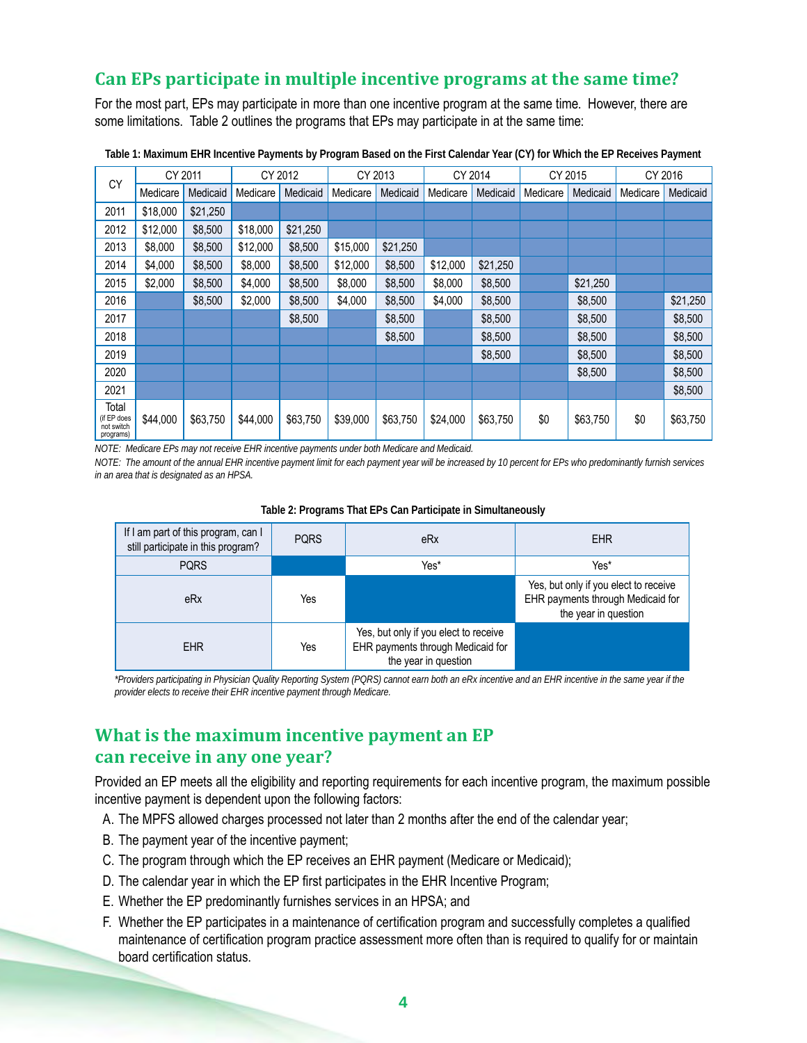## Can EPs participate in multiple incentive programs at the same time?

For the most part, EPs may participate in more than one incentive program at the same time. However, there are some limitations. Table 2 outlines the programs that EPs may participate in at the same time:

**Table 1: Maximum EHR Incentive Payments by Program Based on the First Calendar Year (CY) for Which the EP Receives Payment**

| CY | CY 2011 | | CY 2012 | | CY 2013 | | CY 2014 | | CY 2015 | | CY 2016 | |
|---|---|---|---|---|---|---|---|---|---|---|---|---|
| | Medicare | Medicaid | Medicare | Medicaid | Medicare | Medicaid | Medicare | Medicaid | Medicare | Medicaid | Medicare | Medicaid |
| 2011 | $18,000 | $21,250 | | | | | | | | | | |
| 2012 | $12,000 | $8,500 | $18,000 | $21,250 | | | | | | | | |
| 2013 | $8,000 | $8,500 | $12,000 | $8,500 | $15,000 | $21,250 | | | | | | |
| 2014 | $4,000 | $8,500 | $8,000 | $8,500 | $12,000 | $8,500 | $12,000 | $21,250 | | | | |
| 2015 | $2,000 | $8,500 | $4,000 | $8,500 | $8,000 | $8,500 | $8,000 | $8,500 | | $21,250 | | |
| 2016 | | $8,500 | $2,000 | $8,500 | $4,000 | $8,500 | $4,000 | $8,500 | | $8,500 | | $21,250 |
| 2017 | | | | $8,500 | | $8,500 | | $8,500 | | $8,500 | | $8,500 |
| 2018 | | | | | | $8,500 | | $8,500 | | $8,500 | | $8,500 |
| 2019 | | | | | | | | $8,500 | | $8,500 | | $8,500 |
| 2020 | | | | | | | | | | $8,500 | | $8,500 |
| 2021 | | | | | | | | | | | | $8,500 |
| Total (if EP does not switch programs) | $44,000 | $63,750 | $44,000 | $63,750 | $39,000 | $63,750 | $24,000 | $63,750 | $0 | $63,750 | $0 | $63,750 |

*NOTE: Medicare EPs may not receive EHR incentive payments under both Medicare and Medicaid.*

*NOTE: The amount of the annual EHR incentive payment limit for each payment year will be increased by 10 percent for EPs who predominantly furnish services in an area that is designated as an HPSA.*

**Table 2: Programs That EPs Can Participate in Simultaneously**

| If I am part of this program, can I still participate in this program? | PQRS | eRx | EHR |
|---|---|---|---|
| PQRS | | Yes* | Yes* |
| eRx | Yes | | Yes, but only if you elect to receive EHR payments through Medicaid for the year in question |
| EHR | Yes | Yes, but only if you elect to receive EHR payments through Medicaid for the year in question | |

*\*Providers participating in Physician Quality Reporting System (PQRS) cannot earn both an eRx incentive and an EHR incentive in the same year if the provider elects to receive their EHR incentive payment through Medicare.*

## What is the maximum incentive payment an EP can receive in any one year?

Provided an EP meets all the eligibility and reporting requirements for each incentive program, the maximum possible incentive payment is dependent upon the following factors:

A. The MPFS allowed charges processed not later than 2 months after the end of the calendar year;

B. The payment year of the incentive payment;

C. The program through which the EP receives an EHR payment (Medicare or Medicaid);

D. The calendar year in which the EP first participates in the EHR Incentive Program;

E. Whether the EP predominantly furnishes services in an HPSA; and

F. Whether the EP participates in a maintenance of certification program and successfully completes a qualified maintenance of certification program practice assessment more often than is required to qualify for or maintain board certification status.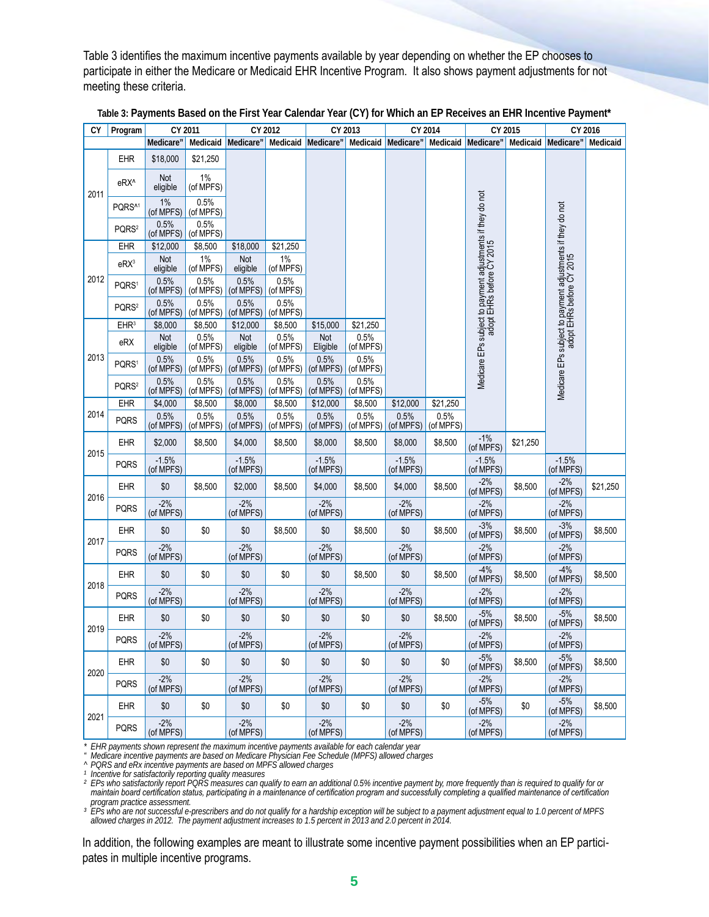Table 3 identifies the maximum incentive payments available by year depending on whether the EP chooses to participate in either the Medicare or Medicaid EHR Incentive Program. It also shows payment adjustments for not meeting these criteria.

**Table 3: Payments Based on the First Year Calendar Year (CY) for Which an EP Receives an EHR Incentive Payment***

| CY | Program | CY 2011 | | CY 2012 | | CY 2013 | | CY 2014 | | CY 2015 | | CY 2016 | |
|---|---|---|---|---|---|---|---|---|---|---|---|---|---|
| | | Medicare" | Medicaid | Medicare" | Medicaid | Medicare" | Medicaid | Medicare" | Medicaid | Medicare" | Medicaid | Medicare" | Medicaid |
| 2011 | EHR | $18,000 | $21,250 | | | | | | | Medicare EPs subject to payment adjustments if they do not adopt EHRs before CY 2015 | | Medicare EPs subject to payment adjustments if they do not adopt EHRs before CY 2015 | |
| | eRX^ | Not eligible | 1% (of MPFS) | | | | | | | | | | |
| | PQRS^[1] | 1% (of MPFS) | 0.5% (of MPFS) | | | | | | | | | | |
| | PQRS[2] | 0.5% (of MPFS) | 0.5% (of MPFS) | | | | | | | | | | |
| 2012 | EHR | $12,000 | $8,500 | $18,000 | $21,250 | | | | | | | | |
| | eRX[3] | Not eligible | 1% (of MPFS) | Not eligible | 1% (of MPFS) | | | | | | | | |
| | PQRS[1] | 0.5% (of MPFS) | 0.5% (of MPFS) | 0.5% (of MPFS) | 0.5% (of MPFS) | | | | | | | | |
| | PQRS[2] | 0.5% (of MPFS) | 0.5% (of MPFS) | 0.5% (of MPFS) | 0.5% (of MPFS) | | | | | | | | |
| 2013 | EHR[3] | $8,000 | $8,500 | $12,000 | $8,500 | $15,000 | $21,250 | | | | | | |
| | eRX | Not eligible | 0.5% (of MPFS) | Not eligible | 0.5% (of MPFS) | Not Eligible | 0.5% (of MPFS) | | | | | | |
| | PQRS[1] | 0.5% (of MPFS) | 0.5% (of MPFS) | 0.5% (of MPFS) | 0.5% (of MPFS) | 0.5% (of MPFS) | 0.5% (of MPFS) | | | | | | |
| | PQRS[2] | 0.5% (of MPFS) | 0.5% (of MPFS) | 0.5% (of MPFS) | 0.5% (of MPFS) | 0.5% (of MPFS) | 0.5% (of MPFS) | | | | | | |
| 2014 | EHR | $4,000 | $8,500 | $8,000 | $8,500 | $12,000 | $8,500 | $12,000 | $21,250 | | | | |
| | PQRS | 0.5% (of MPFS) | 0.5% (of MPFS) | 0.5% (of MPFS) | 0.5% (of MPFS) | 0.5% (of MPFS) | 0.5% (of MPFS) | 0.5% (of MPFS) | 0.5% (of MPFS) | | | | |
| 2015 | EHR | $2,000 | $8,500 | $4,000 | $8,500 | $8,000 | $8,500 | $8,000 | $8,500 | -1% (of MPFS) | $21,250 | | |
| | PQRS | -1.5% (of MPFS) | | -1.5% (of MPFS) | | -1.5% (of MPFS) | | -1.5% (of MPFS) | | -1.5% (of MPFS) | | -1.5% (of MPFS) | |
| 2016 | EHR | $0 | $8,500 | $2,000 | $8,500 | $4,000 | $8,500 | $4,000 | $8,500 | -2% (of MPFS) | $8,500 | -2% (of MPFS) | $21,250 |
| | PQRS | -2% (of MPFS) | | -2% (of MPFS) | | -2% (of MPFS) | | -2% (of MPFS) | | -2% (of MPFS) | | -2% (of MPFS) | |
| 2017 | EHR | $0 | $0 | $0 | $8,500 | $0 | $8,500 | $0 | $8,500 | -3% (of MPFS) | $8,500 | -3% (of MPFS) | $8,500 |
| | PQRS | -2% (of MPFS) | | -2% (of MPFS) | | -2% (of MPFS) | | -2% (of MPFS) | | -2% (of MPFS) | | -2% (of MPFS) | |
| 2018 | EHR | $0 | $0 | $0 | $0 | $0 | $8,500 | $0 | $8,500 | -4% (of MPFS) | $8,500 | -4% (of MPFS) | $8,500 |
| | PQRS | -2% (of MPFS) | | -2% (of MPFS) | | -2% (of MPFS) | | -2% (of MPFS) | | -2% (of MPFS) | | -2% (of MPFS) | |
| 2019 | EHR | $0 | $0 | $0 | $0 | $0 | $0 | $0 | $8,500 | -5% (of MPFS) | $8,500 | -5% (of MPFS) | $8,500 |
| | PQRS | -2% (of MPFS) | | -2% (of MPFS) | | -2% (of MPFS) | | -2% (of MPFS) | | -2% (of MPFS) | | -2% (of MPFS) | |
| 2020 | EHR | $0 | $0 | $0 | $0 | $0 | $0 | $0 | $0 | -5% (of MPFS) | $8,500 | -5% (of MPFS) | $8,500 |
| | PQRS | -2% (of MPFS) | | -2% (of MPFS) | | -2% (of MPFS) | | -2% (of MPFS) | | -2% (of MPFS) | | -2% (of MPFS) | |
| 2021 | EHR | $0 | $0 | $0 | $0 | $0 | $0 | $0 | $0 | -5% (of MPFS) | $0 | -5% (of MPFS) | $8,500 |
| | PQRS | -2% (of MPFS) | | -2% (of MPFS) | | -2% (of MPFS) | | -2% (of MPFS) | | -2% (of MPFS) | | -2% (of MPFS) | |

*\* EHR payments shown represent the maximum incentive payments available for each calendar year*
*" Medicare incentive payments are based on Medicare Physician Fee Schedule (MPFS) allowed charges*
*^ PQRS and eRx incentive payments are based on MPFS allowed charges*
*[1] Incentive for satisfactorily reporting quality measures*
*[2] EPs who satisfactorily report PQRS measures can qualify to earn an additional 0.5% incentive payment by, more frequently than is required to qualify for or maintain board certification status, participating in a maintenance of certification program and successfully completing a qualified maintenance of certification program practice assessment.*
*[3] EPs who are not successful e-prescribers and do not qualify for a hardship exception will be subject to a payment adjustment equal to 1.0 percent of MPFS allowed charges in 2012. The payment adjustment increases to 1.5 percent in 2013 and 2.0 percent in 2014.*

In addition, the following examples are meant to illustrate some incentive payment possibilities when an EP participates in multiple incentive programs.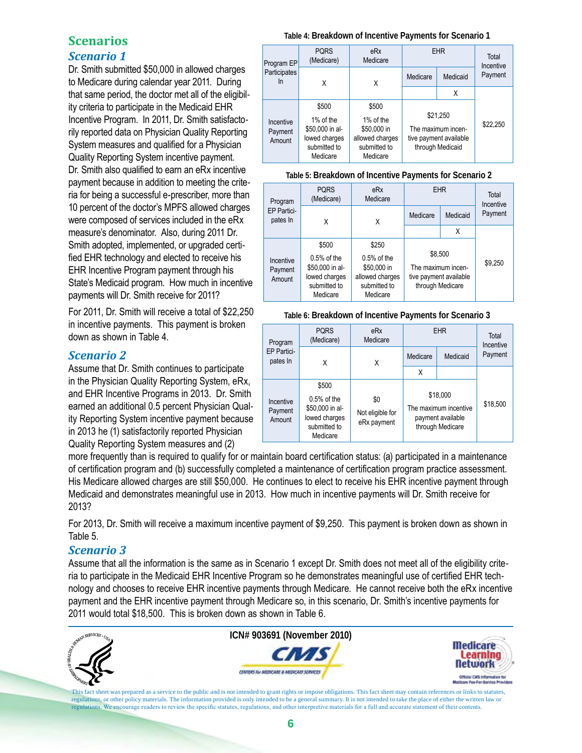## Scenarios

### *Scenario 1*

Dr. Smith submitted $50,000 in allowed charges to Medicare during calendar year 2011. During that same period, the doctor met all of the eligibility criteria to participate in the Medicaid EHR Incentive Program. In 2011, Dr. Smith satisfactorily reported data on Physician Quality Reporting System measures and qualified for a Physician Quality Reporting System incentive payment. Dr. Smith also qualified to earn an eRx incentive payment because in addition to meeting the criteria for being a successful e-prescriber, more than 10 percent of the doctor's MPFS allowed charges were composed of services included in the eRx measure's denominator. Also, during 2011 Dr. Smith adopted, implemented, or upgraded certified EHR technology and elected to receive his EHR Incentive Program payment through his State's Medicaid program. How much in incentive payments will Dr. Smith receive for 2011?

For 2011, Dr. Smith will receive a total of $22,250 in incentive payments. This payment is broken down as shown in Table 4.

**Table 4: Breakdown of Incentive Payments for Scenario 1**

| | PQRS (Medicare) | eRx Medicare | EHR | | Total Incentive Payment |
|---|---|---|---|---|---|
| | | | Medicare | Medicaid | |
| Program EP Participates In | X | X | | X | |
| Incentive Payment Amount | $500<br>1% of the $50,000 in allowed charges submitted to Medicare | $500<br>1% of the $50,000 in allowed charges submitted to Medicare | $21,250<br>The maximum incentive payment available through Medicaid | | $22,250 |

### *Scenario 2*

Assume that Dr. Smith continues to participate in the Physician Quality Reporting System, eRx, and EHR Incentive Programs in 2013. Dr. Smith earned an additional 0.5 percent Physician Quality Reporting System incentive payment because in 2013 he (1) satisfactorily reported Physician Quality Reporting System measures and (2) more frequently than is required to qualify for or maintain board certification status: (a) participated in a maintenance of certification program and (b) successfully completed a maintenance of certification program practice assessment. His Medicare allowed charges are still $50,000. He continues to elect to receive his EHR incentive payment through Medicaid and demonstrates meaningful use in 2013. How much in incentive payments will Dr. Smith receive for 2013?

For 2013, Dr. Smith will receive a maximum incentive payment of $9,250. This payment is broken down as shown in Table 5.

**Table 5: Breakdown of Incentive Payments for Scenario 2**

| | PQRS (Medicare) | eRx Medicare | EHR | | Total Incentive Payment |
|---|---|---|---|---|---|
| | | | Medicare | Medicaid | |
| Program EP Participates In | X | X | | X | |
| Incentive Payment Amount | $500<br>0.5% of the $50,000 in allowed charges submitted to Medicare | $250<br>0.5% of the $50,000 in allowed charges submitted to Medicare | $8,500<br>The maximum incentive payment available through Medicare | | $9,250 |

### *Scenario 3*

Assume that all the information is the same as in Scenario 1 except Dr. Smith does not meet all of the eligibility criteria to participate in the Medicaid EHR Incentive Program so he demonstrates meaningful use of certified EHR technology and chooses to receive EHR incentive payments through Medicare. He cannot receive both the eRx incentive payment and the EHR incentive payment through Medicare so, in this scenario, Dr. Smith's incentive payments for 2011 would total $18,500. This is broken down as shown in Table 6.

**Table 6: Breakdown of Incentive Payments for Scenario 3**

| | PQRS (Medicare) | eRx Medicare | EHR | | Total Incentive Payment |
|---|---|---|---|---|---|
| | | | Medicare | Medicaid | |
| Program EP Participates In | X | X | X | | |
| Incentive Payment Amount | $500<br>0.5% of the $50,000 in allowed charges submitted to Medicare | $0<br>Not eligible for eRx payment | $18,000<br>The maximum incentive payment available through Medicare | | $18,500 |

ICN# 903691 (November 2010)

This fact sheet was prepared as a service to the public and is not intended to grant rights or impose obligations. This fact sheet may contain references or links to statutes, regulations, or other policy materials. The information provided is only intended to be a general summary. It is not intended to take the place of either the written law or regulations. We encourage readers to review the specific statutes, regulations, and other interpretive materials for a full and accurate statement of their contents.